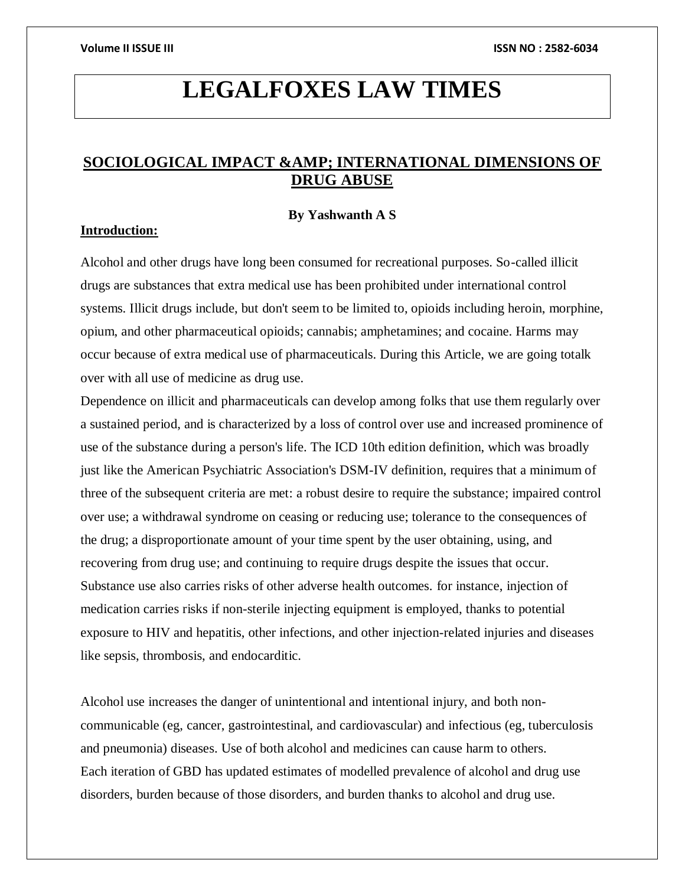# LEGALFOXES LAW TIMES

## SOCIOLOGICAL IMPACT &AMP; INTERNATIONAL DIMENSIONS OF DRUG ABUSE

**By Yashwanth A S**

### Introduction:

Alcohol and other drugs have long been consumed for recreational purposes. So-called illicit drugs are substances that extra medical use has been prohibited under international control systems. Illicit drugs include, but don't seem to be limited to, opioids including heroin, morphine, opium, and other pharmaceutical opioids; cannabis; amphetamines; and cocaine. Harms may occur because of extra medical use of pharmaceuticals. During this Article, we are going totalk over with all use of medicine as drug use.

Dependence on illicit and pharmaceuticals can develop among folks that use them regularly over a sustained period, and is characterized by a loss of control over use and increased prominence of use of the substance during a person's life. The ICD 10th edition definition, which was broadly just like the American Psychiatric Association's DSM-IV definition, requires that a minimum of three of the subsequent criteria are met: a robust desire to require the substance; impaired control over use; a withdrawal syndrome on ceasing or reducing use; tolerance to the consequences of the drug; a disproportionate amount of your time spent by the user obtaining, using, and recovering from drug use; and continuing to require drugs despite the issues that occur.

Substance use also carries risks of other adverse health outcomes. for instance, injection of medication carries risks if non-sterile injecting equipment is employed, thanks to potential exposure to HIV and hepatitis, other infections, and other injection-related injuries and diseases like sepsis, thrombosis, and endocarditic.

Alcohol use increases the danger of unintentional and intentional injury, and both non-communicable (eg, cancer, gastrointestinal, and cardiovascular) and infectious (eg, tuberculosis and pneumonia) diseases. Use of both alcohol and medicines can cause harm to others.

Each iteration of GBD has updated estimates of modelled prevalence of alcohol and drug use disorders, burden because of those disorders, and burden thanks to alcohol and drug use.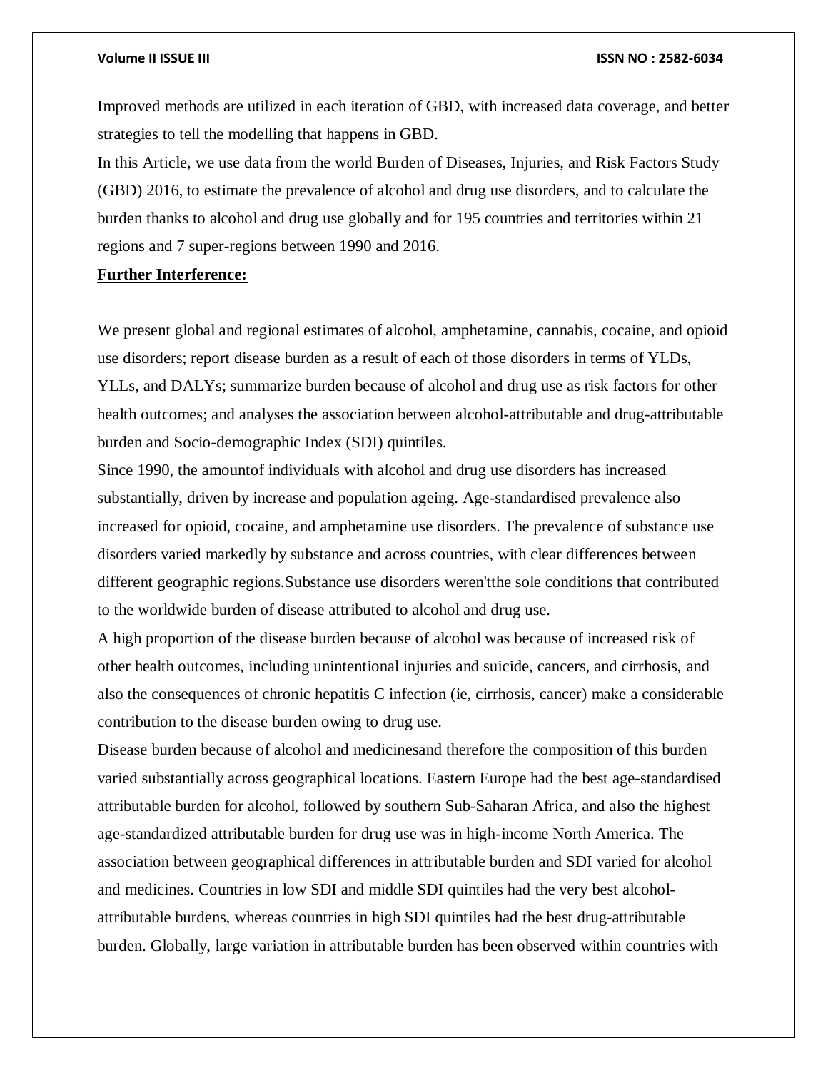Improved methods are utilized in each iteration of GBD, with increased data coverage, and better strategies to tell the modelling that happens in GBD.

In this Article, we use data from the world Burden of Diseases, Injuries, and Risk Factors Study (GBD) 2016, to estimate the prevalence of alcohol and drug use disorders, and to calculate the burden thanks to alcohol and drug use globally and for 195 countries and territories within 21 regions and 7 super-regions between 1990 and 2016.

**Further Interference:**

We present global and regional estimates of alcohol, amphetamine, cannabis, cocaine, and opioid use disorders; report disease burden as a result of each of those disorders in terms of YLDs, YLLs, and DALYs; summarize burden because of alcohol and drug use as risk factors for other health outcomes; and analyses the association between alcohol-attributable and drug-attributable burden and Socio-demographic Index (SDI) quintiles.

Since 1990, the amountof individuals with alcohol and drug use disorders has increased substantially, driven by increase and population ageing. Age-standardised prevalence also increased for opioid, cocaine, and amphetamine use disorders. The prevalence of substance use disorders varied markedly by substance and across countries, with clear differences between different geographic regions.Substance use disorders weren'tthe sole conditions that contributed to the worldwide burden of disease attributed to alcohol and drug use.

A high proportion of the disease burden because of alcohol was because of increased risk of other health outcomes, including unintentional injuries and suicide, cancers, and cirrhosis, and also the consequences of chronic hepatitis C infection (ie, cirrhosis, cancer) make a considerable contribution to the disease burden owing to drug use.

Disease burden because of alcohol and medicinesand therefore the composition of this burden varied substantially across geographical locations. Eastern Europe had the best age-standardised attributable burden for alcohol, followed by southern Sub-Saharan Africa, and also the highest age-standardized attributable burden for drug use was in high-income North America. The association between geographical differences in attributable burden and SDI varied for alcohol and medicines. Countries in low SDI and middle SDI quintiles had the very best alcohol-attributable burdens, whereas countries in high SDI quintiles had the best drug-attributable burden. Globally, large variation in attributable burden has been observed within countries with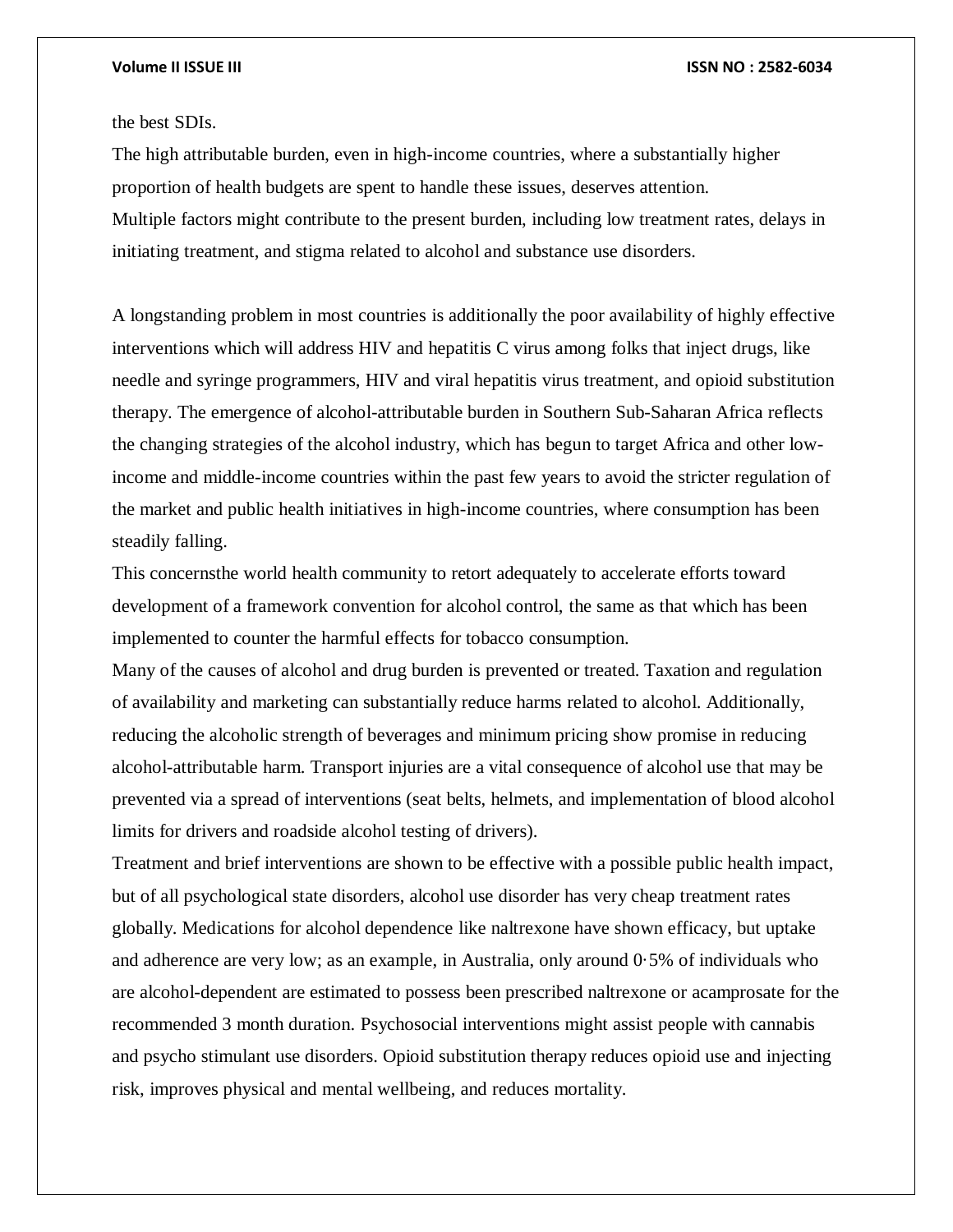the best SDIs.

The high attributable burden, even in high-income countries, where a substantially higher proportion of health budgets are spent to handle these issues, deserves attention.

Multiple factors might contribute to the present burden, including low treatment rates, delays in initiating treatment, and stigma related to alcohol and substance use disorders.

A longstanding problem in most countries is additionally the poor availability of highly effective interventions which will address HIV and hepatitis C virus among folks that inject drugs, like needle and syringe programmers, HIV and viral hepatitis virus treatment, and opioid substitution therapy. The emergence of alcohol-attributable burden in Southern Sub-Saharan Africa reflects the changing strategies of the alcohol industry, which has begun to target Africa and other low-income and middle-income countries within the past few years to avoid the stricter regulation of the market and public health initiatives in high-income countries, where consumption has been steadily falling.

This concernsthe world health community to retort adequately to accelerate efforts toward development of a framework convention for alcohol control, the same as that which has been implemented to counter the harmful effects for tobacco consumption.

Many of the causes of alcohol and drug burden is prevented or treated. Taxation and regulation of availability and marketing can substantially reduce harms related to alcohol. Additionally, reducing the alcoholic strength of beverages and minimum pricing show promise in reducing alcohol-attributable harm. Transport injuries are a vital consequence of alcohol use that may be prevented via a spread of interventions (seat belts, helmets, and implementation of blood alcohol limits for drivers and roadside alcohol testing of drivers).

Treatment and brief interventions are shown to be effective with a possible public health impact, but of all psychological state disorders, alcohol use disorder has very cheap treatment rates globally. Medications for alcohol dependence like naltrexone have shown efficacy, but uptake and adherence are very low; as an example, in Australia, only around 0·5% of individuals who are alcohol-dependent are estimated to possess been prescribed naltrexone or acamprosate for the recommended 3 month duration. Psychosocial interventions might assist people with cannabis and psycho stimulant use disorders. Opioid substitution therapy reduces opioid use and injecting risk, improves physical and mental wellbeing, and reduces mortality.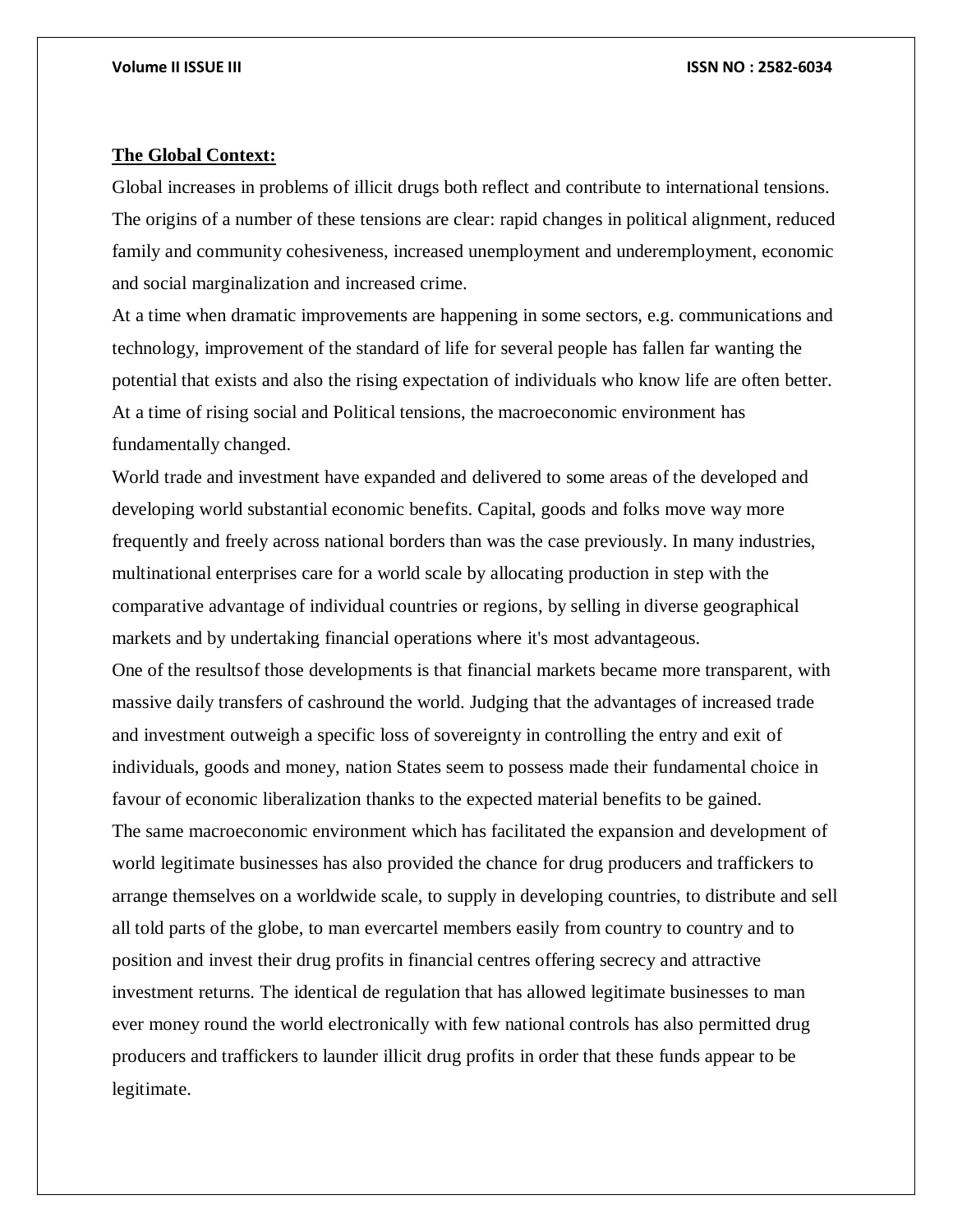**The Global Context:**

Global increases in problems of illicit drugs both reflect and contribute to international tensions. The origins of a number of these tensions are clear: rapid changes in political alignment, reduced family and community cohesiveness, increased unemployment and underemployment, economic and social marginalization and increased crime.

At a time when dramatic improvements are happening in some sectors, e.g. communications and technology, improvement of the standard of life for several people has fallen far wanting the potential that exists and also the rising expectation of individuals who know life are often better. At a time of rising social and Political tensions, the macroeconomic environment has fundamentally changed.

World trade and investment have expanded and delivered to some areas of the developed and developing world substantial economic benefits. Capital, goods and folks move way more frequently and freely across national borders than was the case previously. In many industries, multinational enterprises care for a world scale by allocating production in step with the comparative advantage of individual countries or regions, by selling in diverse geographical markets and by undertaking financial operations where it's most advantageous.

One of the resultsof those developments is that financial markets became more transparent, with massive daily transfers of cashround the world. Judging that the advantages of increased trade and investment outweigh a specific loss of sovereignty in controlling the entry and exit of individuals, goods and money, nation States seem to possess made their fundamental choice in favour of economic liberalization thanks to the expected material benefits to be gained.

The same macroeconomic environment which has facilitated the expansion and development of world legitimate businesses has also provided the chance for drug producers and traffickers to arrange themselves on a worldwide scale, to supply in developing countries, to distribute and sell all told parts of the globe, to man evercartel members easily from country to country and to position and invest their drug profits in financial centres offering secrecy and attractive investment returns. The identical de regulation that has allowed legitimate businesses to man ever money round the world electronically with few national controls has also permitted drug producers and traffickers to launder illicit drug profits in order that these funds appear to be legitimate.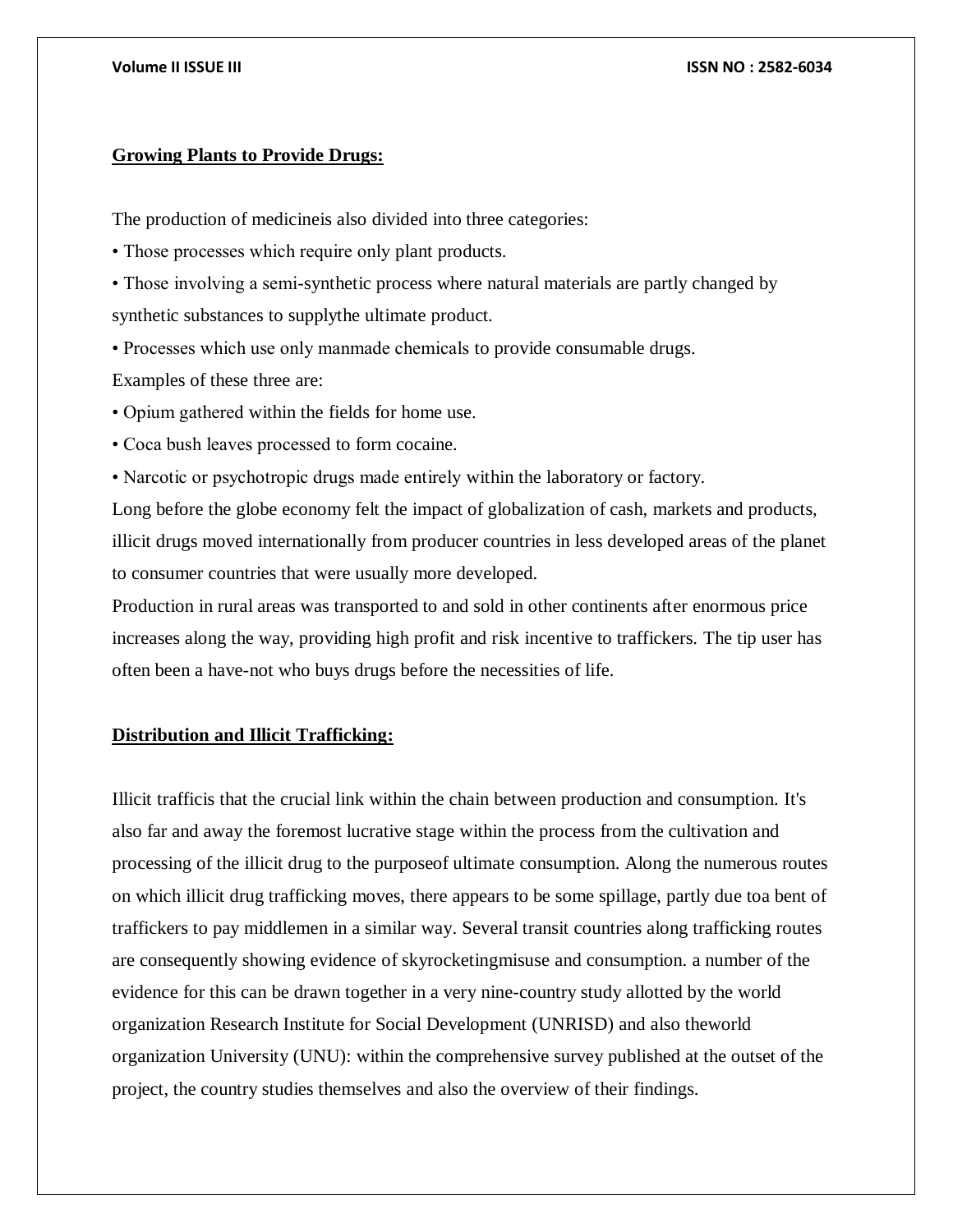**Growing Plants to Provide Drugs:**

The production of medicineis also divided into three categories:

- Those processes which require only plant products.
- Those involving a semi-synthetic process where natural materials are partly changed by synthetic substances to supplythe ultimate product.
- Processes which use only manmade chemicals to provide consumable drugs.

Examples of these three are:

- Opium gathered within the fields for home use.
- Coca bush leaves processed to form cocaine.
- Narcotic or psychotropic drugs made entirely within the laboratory or factory.

Long before the globe economy felt the impact of globalization of cash, markets and products, illicit drugs moved internationally from producer countries in less developed areas of the planet to consumer countries that were usually more developed.

Production in rural areas was transported to and sold in other continents after enormous price increases along the way, providing high profit and risk incentive to traffickers. The tip user has often been a have-not who buys drugs before the necessities of life.

**Distribution and Illicit Trafficking:**

Illicit trafficis that the crucial link within the chain between production and consumption. It's also far and away the foremost lucrative stage within the process from the cultivation and processing of the illicit drug to the purposeof ultimate consumption. Along the numerous routes on which illicit drug trafficking moves, there appears to be some spillage, partly due toa bent of traffickers to pay middlemen in a similar way. Several transit countries along trafficking routes are consequently showing evidence of skyrocketingmisuse and consumption. a number of the evidence for this can be drawn together in a very nine-country study allotted by the world organization Research Institute for Social Development (UNRISD) and also theworld organization University (UNU): within the comprehensive survey published at the outset of the project, the country studies themselves and also the overview of their findings.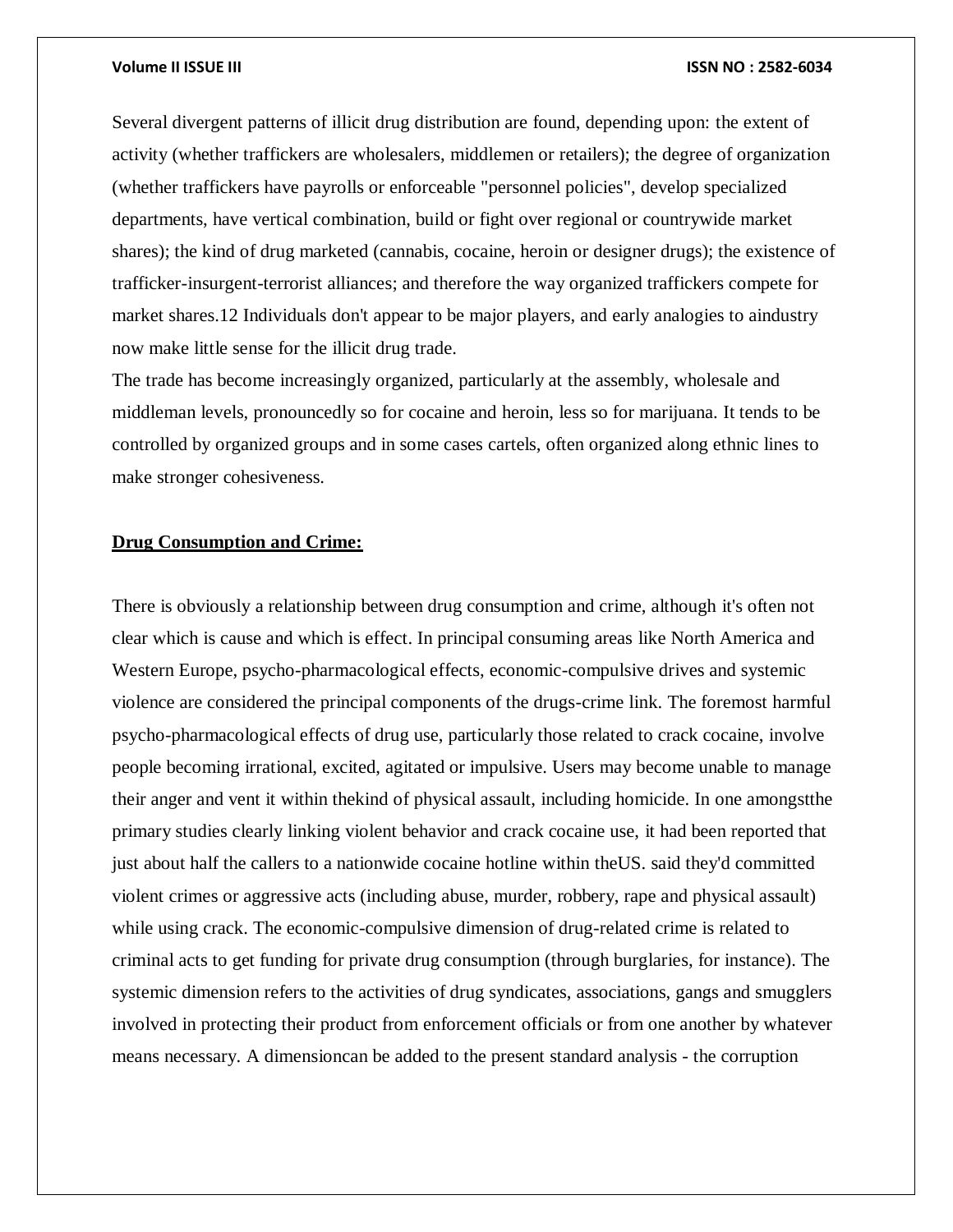Several divergent patterns of illicit drug distribution are found, depending upon: the extent of activity (whether traffickers are wholesalers, middlemen or retailers); the degree of organization (whether traffickers have payrolls or enforceable "personnel policies", develop specialized departments, have vertical combination, build or fight over regional or countrywide market shares); the kind of drug marketed (cannabis, cocaine, heroin or designer drugs); the existence of trafficker-insurgent-terrorist alliances; and therefore the way organized traffickers compete for market shares.12 Individuals don't appear to be major players, and early analogies to aindustry now make little sense for the illicit drug trade.

The trade has become increasingly organized, particularly at the assembly, wholesale and middleman levels, pronouncedly so for cocaine and heroin, less so for marijuana. It tends to be controlled by organized groups and in some cases cartels, often organized along ethnic lines to make stronger cohesiveness.

## Drug Consumption and Crime:

There is obviously a relationship between drug consumption and crime, although it's often not clear which is cause and which is effect. In principal consuming areas like North America and Western Europe, psycho-pharmacological effects, economic-compulsive drives and systemic violence are considered the principal components of the drugs-crime link. The foremost harmful psycho-pharmacological effects of drug use, particularly those related to crack cocaine, involve people becoming irrational, excited, agitated or impulsive. Users may become unable to manage their anger and vent it within thekind of physical assault, including homicide. In one amongstthe primary studies clearly linking violent behavior and crack cocaine use, it had been reported that just about half the callers to a nationwide cocaine hotline within theUS. said they'd committed violent crimes or aggressive acts (including abuse, murder, robbery, rape and physical assault) while using crack. The economic-compulsive dimension of drug-related crime is related to criminal acts to get funding for private drug consumption (through burglaries, for instance). The systemic dimension refers to the activities of drug syndicates, associations, gangs and smugglers involved in protecting their product from enforcement officials or from one another by whatever means necessary. A dimensioncan be added to the present standard analysis - the corruption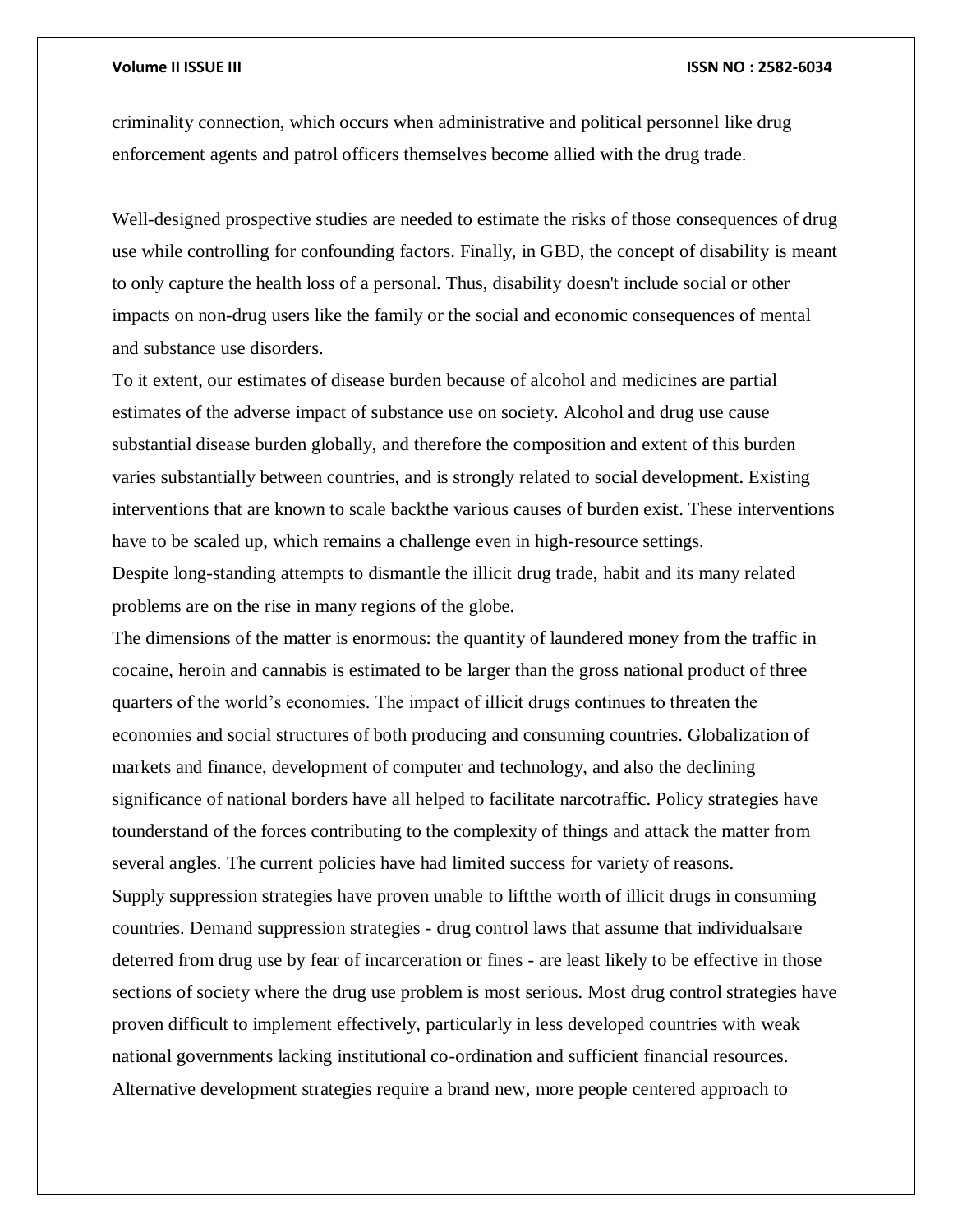criminality connection, which occurs when administrative and political personnel like drug enforcement agents and patrol officers themselves become allied with the drug trade.

Well-designed prospective studies are needed to estimate the risks of those consequences of drug use while controlling for confounding factors. Finally, in GBD, the concept of disability is meant to only capture the health loss of a personal. Thus, disability doesn't include social or other impacts on non-drug users like the family or the social and economic consequences of mental and substance use disorders.

To it extent, our estimates of disease burden because of alcohol and medicines are partial estimates of the adverse impact of substance use on society. Alcohol and drug use cause substantial disease burden globally, and therefore the composition and extent of this burden varies substantially between countries, and is strongly related to social development. Existing interventions that are known to scale backthe various causes of burden exist. These interventions have to be scaled up, which remains a challenge even in high-resource settings.

Despite long-standing attempts to dismantle the illicit drug trade, habit and its many related problems are on the rise in many regions of the globe.

The dimensions of the matter is enormous: the quantity of laundered money from the traffic in cocaine, heroin and cannabis is estimated to be larger than the gross national product of three quarters of the world's economies. The impact of illicit drugs continues to threaten the economies and social structures of both producing and consuming countries. Globalization of markets and finance, development of computer and technology, and also the declining significance of national borders have all helped to facilitate narcotraffic. Policy strategies have tounderstand of the forces contributing to the complexity of things and attack the matter from several angles. The current policies have had limited success for variety of reasons.

Supply suppression strategies have proven unable to liftthe worth of illicit drugs in consuming countries. Demand suppression strategies - drug control laws that assume that individualsare deterred from drug use by fear of incarceration or fines - are least likely to be effective in those sections of society where the drug use problem is most serious. Most drug control strategies have proven difficult to implement effectively, particularly in less developed countries with weak national governments lacking institutional co-ordination and sufficient financial resources. Alternative development strategies require a brand new, more people centered approach to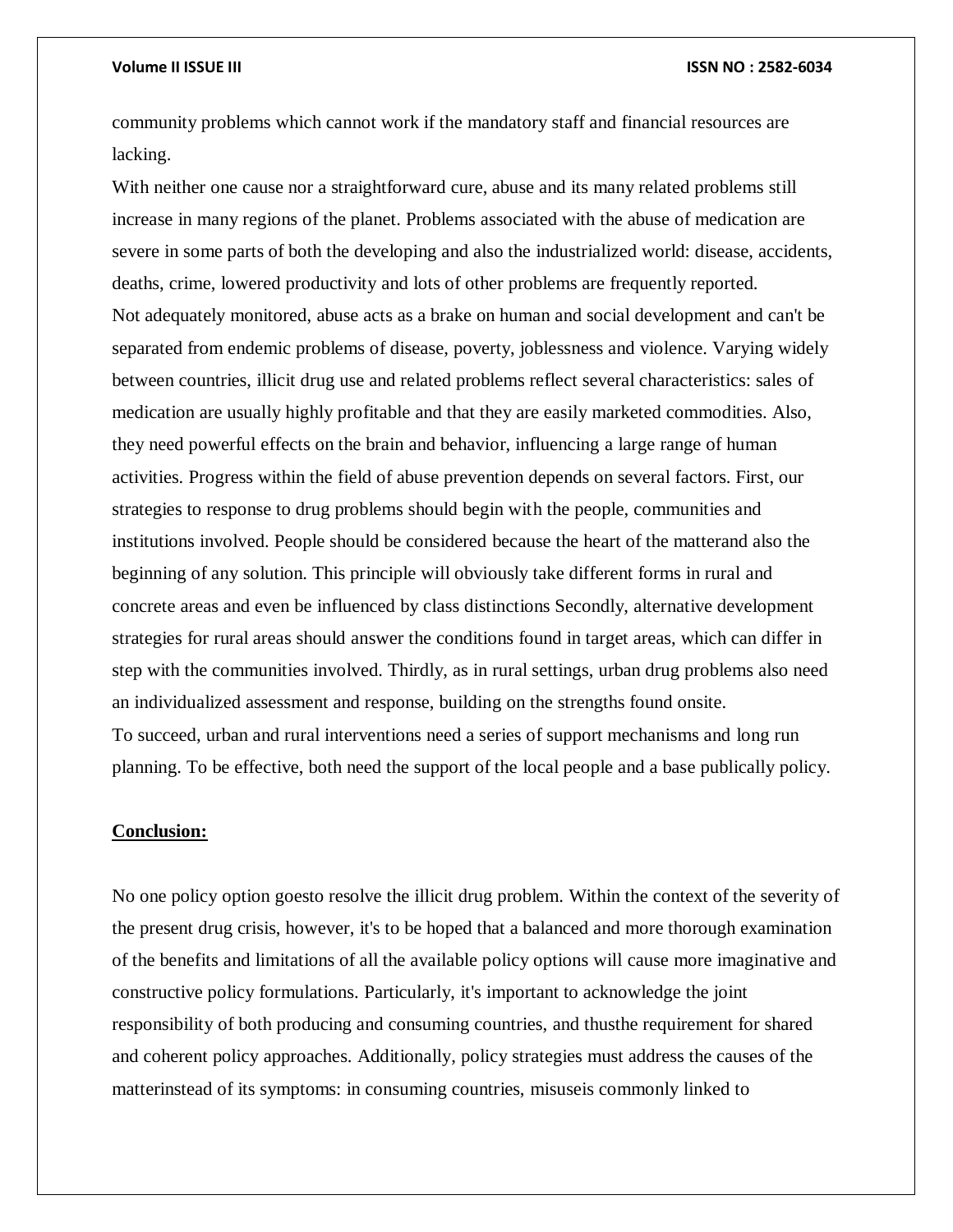community problems which cannot work if the mandatory staff and financial resources are lacking.

With neither one cause nor a straightforward cure, abuse and its many related problems still increase in many regions of the planet. Problems associated with the abuse of medication are severe in some parts of both the developing and also the industrialized world: disease, accidents, deaths, crime, lowered productivity and lots of other problems are frequently reported.

Not adequately monitored, abuse acts as a brake on human and social development and can't be separated from endemic problems of disease, poverty, joblessness and violence. Varying widely between countries, illicit drug use and related problems reflect several characteristics: sales of medication are usually highly profitable and that they are easily marketed commodities. Also, they need powerful effects on the brain and behavior, influencing a large range of human activities. Progress within the field of abuse prevention depends on several factors. First, our strategies to response to drug problems should begin with the people, communities and institutions involved. People should be considered because the heart of the matterand also the beginning of any solution. This principle will obviously take different forms in rural and concrete areas and even be influenced by class distinctions Secondly, alternative development strategies for rural areas should answer the conditions found in target areas, which can differ in step with the communities involved. Thirdly, as in rural settings, urban drug problems also need an individualized assessment and response, building on the strengths found onsite.

To succeed, urban and rural interventions need a series of support mechanisms and long run planning. To be effective, both need the support of the local people and a base publically policy.

**Conclusion:**

No one policy option goesto resolve the illicit drug problem. Within the context of the severity of the present drug crisis, however, it's to be hoped that a balanced and more thorough examination of the benefits and limitations of all the available policy options will cause more imaginative and constructive policy formulations. Particularly, it's important to acknowledge the joint responsibility of both producing and consuming countries, and thusthe requirement for shared and coherent policy approaches. Additionally, policy strategies must address the causes of the matterinstead of its symptoms: in consuming countries, misuseis commonly linked to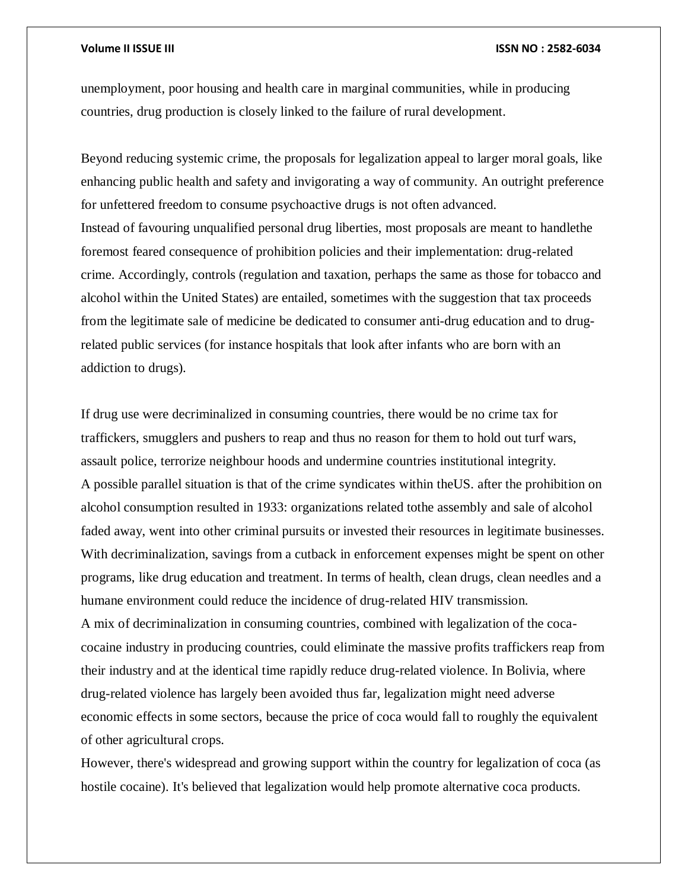unemployment, poor housing and health care in marginal communities, while in producing countries, drug production is closely linked to the failure of rural development.

Beyond reducing systemic crime, the proposals for legalization appeal to larger moral goals, like enhancing public health and safety and invigorating a way of community. An outright preference for unfettered freedom to consume psychoactive drugs is not often advanced.
Instead of favouring unqualified personal drug liberties, most proposals are meant to handlethe foremost feared consequence of prohibition policies and their implementation: drug-related crime. Accordingly, controls (regulation and taxation, perhaps the same as those for tobacco and alcohol within the United States) are entailed, sometimes with the suggestion that tax proceeds from the legitimate sale of medicine be dedicated to consumer anti-drug education and to drug-related public services (for instance hospitals that look after infants who are born with an addiction to drugs).

If drug use were decriminalized in consuming countries, there would be no crime tax for traffickers, smugglers and pushers to reap and thus no reason for them to hold out turf wars, assault police, terrorize neighbour hoods and undermine countries institutional integrity.
A possible parallel situation is that of the crime syndicates within theUS. after the prohibition on alcohol consumption resulted in 1933: organizations related tothe assembly and sale of alcohol faded away, went into other criminal pursuits or invested their resources in legitimate businesses.
With decriminalization, savings from a cutback in enforcement expenses might be spent on other programs, like drug education and treatment. In terms of health, clean drugs, clean needles and a humane environment could reduce the incidence of drug-related HIV transmission.
A mix of decriminalization in consuming countries, combined with legalization of the coca-cocaine industry in producing countries, could eliminate the massive profits traffickers reap from their industry and at the identical time rapidly reduce drug-related violence. In Bolivia, where drug-related violence has largely been avoided thus far, legalization might need adverse economic effects in some sectors, because the price of coca would fall to roughly the equivalent of other agricultural crops.
However, there's widespread and growing support within the country for legalization of coca (as hostile cocaine). It's believed that legalization would help promote alternative coca products.